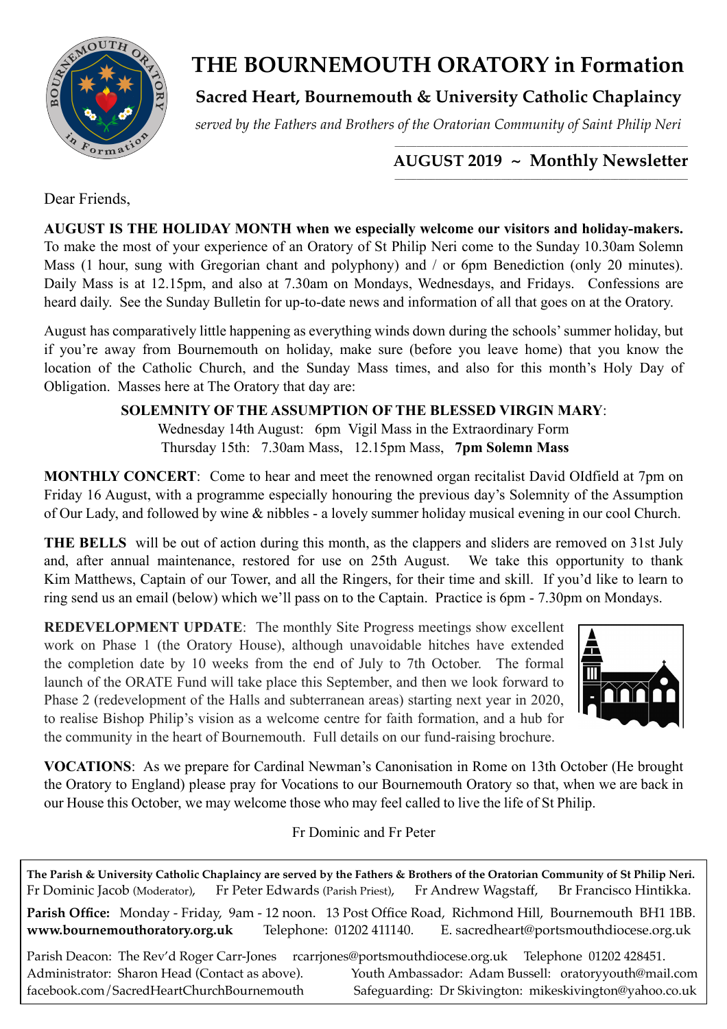# THE BOURNEMOUTH ORATORY in Formation

## Sacred Heart, Bournemouth & University Catholic Chaplaincy

*served by the Fathers and Brothers of the Oratorian Community of Saint Philip Neri*

### AUGUST 2019 ~ Monthly Newsletter

Dear Friends,

**AUGUST IS THE HOLIDAY MONTH when we especially welcome our visitors and holiday-makers.** To make the most of your experience of an Oratory of St Philip Neri come to the Sunday 10.30am Solemn Mass (1 hour, sung with Gregorian chant and polyphony) and / or 6pm Benediction (only 20 minutes). Daily Mass is at 12.15pm, and also at 7.30am on Mondays, Wednesdays, and Fridays. Confessions are heard daily. See the Sunday Bulletin for up-to-date news and information of all that goes on at the Oratory.

August has comparatively little happening as everything winds down during the schools' summer holiday, but if you're away from Bournemouth on holiday, make sure (before you leave home) that you know the location of the Catholic Church, and the Sunday Mass times, and also for this month's Holy Day of Obligation. Masses here at The Oratory that day are:

**SOLEMNITY OF THE ASSUMPTION OF THE BLESSED VIRGIN MARY**:
Wednesday 14th August: 6pm Vigil Mass in the Extraordinary Form
Thursday 15th: 7.30am Mass, 12.15pm Mass, **7pm Solemn Mass**

**MONTHLY CONCERT**: Come to hear and meet the renowned organ recitalist David OIdfield at 7pm on Friday 16 August, with a programme especially honouring the previous day's Solemnity of the Assumption of Our Lady, and followed by wine & nibbles - a lovely summer holiday musical evening in our cool Church.

**THE BELLS** will be out of action during this month, as the clappers and sliders are removed on 31st July and, after annual maintenance, restored for use on 25th August. We take this opportunity to thank Kim Matthews, Captain of our Tower, and all the Ringers, for their time and skill. If you'd like to learn to ring send us an email (below) which we'll pass on to the Captain. Practice is 6pm - 7.30pm on Mondays.

**REDEVELOPMENT UPDATE**: The monthly Site Progress meetings show excellent work on Phase 1 (the Oratory House), although unavoidable hitches have extended the completion date by 10 weeks from the end of July to 7th October. The formal launch of the ORATE Fund will take place this September, and then we look forward to Phase 2 (redevelopment of the Halls and subterranean areas) starting next year in 2020, to realise Bishop Philip's vision as a welcome centre for faith formation, and a hub for the community in the heart of Bournemouth. Full details on our fund-raising brochure.

**VOCATIONS**: As we prepare for Cardinal Newman's Canonisation in Rome on 13th October (He brought the Oratory to England) please pray for Vocations to our Bournemouth Oratory so that, when we are back in our House this October, we may welcome those who may feel called to live the life of St Philip.

Fr Dominic and Fr Peter

---

**The Parish & University Catholic Chaplaincy are served by the Fathers & Brothers of the Oratorian Community of St Philip Neri.**
Fr Dominic Jacob (Moderator), Fr Peter Edwards (Parish Priest), Fr Andrew Wagstaff, Br Francisco Hintikka.

**Parish Office:** Monday - Friday, 9am - 12 noon. 13 Post Office Road, Richmond Hill, Bournemouth BH1 1BB.
**www.bournemouthoratory.org.uk** Telephone: 01202 411140. E. sacredheart@portsmouthdiocese.org.uk

Parish Deacon: The Rev'd Roger Carr-Jones rcarrjones@portsmouthdiocese.org.uk Telephone 01202 428451.
Administrator: Sharon Head (Contact as above). Youth Ambassador: Adam Bussell: oratoryyouth@mail.com
facebook.com/SacredHeartChurchBournemouth Safeguarding: Dr Skivington: mikeskivington@yahoo.co.uk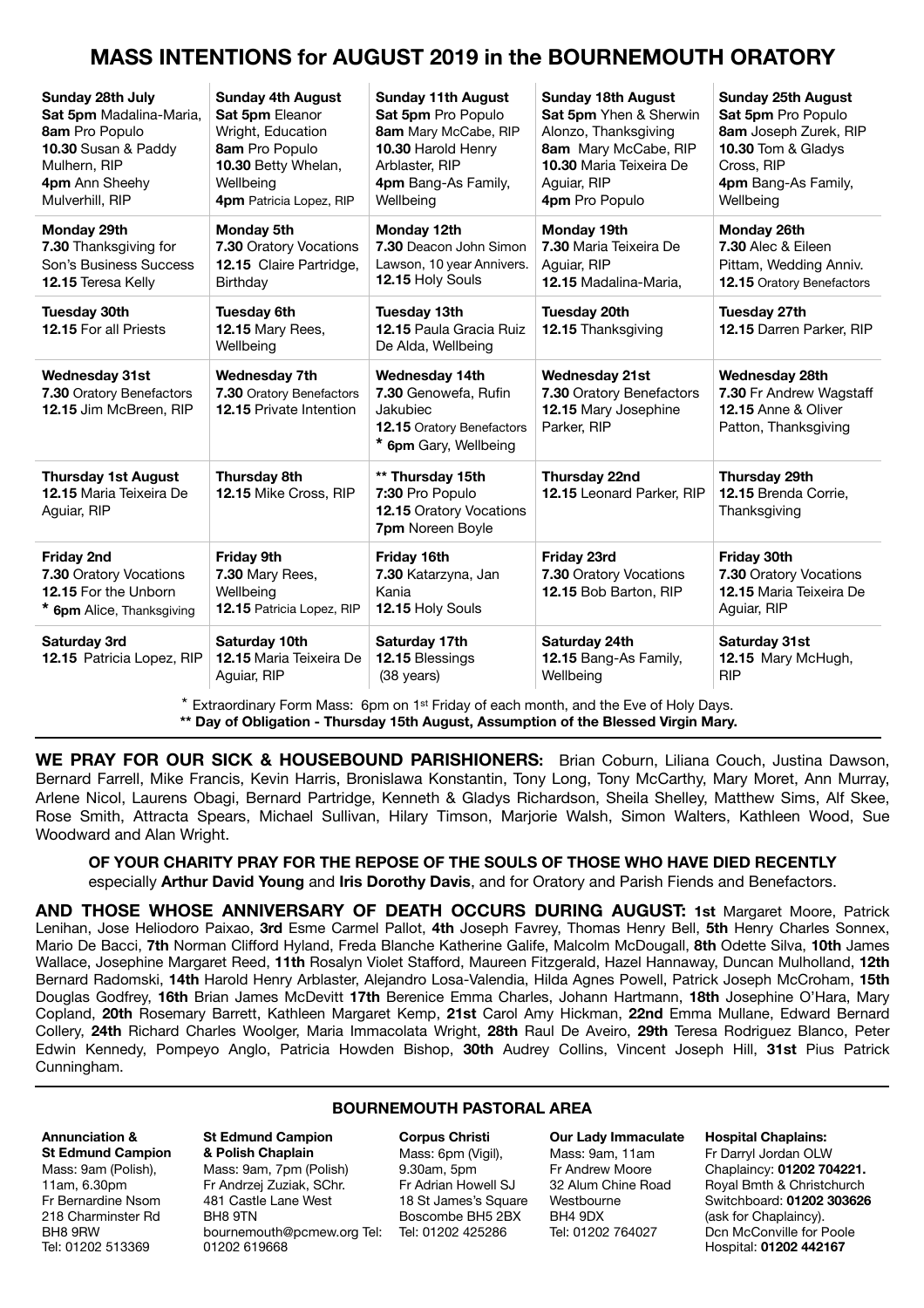# MASS INTENTIONS for AUGUST 2019 in the BOURNEMOUTH ORATORY

| | | | | |
|---|---|---|---|---|
| **Sunday 28th July** **Sat 5pm** Madalina-Maria, **8am** Pro Populo **10.30** Susan & Paddy Mulhern, RIP **4pm** Ann Sheehy Mulverhill, RIP | **Sunday 4th August** **Sat 5pm** Eleanor Wright, Education **8am** Pro Populo **10.30** Betty Whelan, Wellbeing **4pm** Patricia Lopez, RIP | **Sunday 11th August** **Sat 5pm** Pro Populo **8am** Mary McCabe, RIP **10.30** Harold Henry Arblaster, RIP **4pm** Bang-As Family, Wellbeing | **Sunday 18th August** **Sat 5pm** Yhen & Sherwin Alonzo, Thanksgiving **8am** Mary McCabe, RIP **10.30** Maria Teixeira De Aguiar, RIP **4pm** Pro Populo | **Sunday 25th August** **Sat 5pm** Pro Populo **8am** Joseph Zurek, RIP **10.30** Tom & Gladys Cross, RIP **4pm** Bang-As Family, Wellbeing |
| **Monday 29th** **7.30** Thanksgiving for Son's Business Success **12.15** Teresa Kelly | **Monday 5th** **7.30** Oratory Vocations **12.15** Claire Partridge, Birthday | **Monday 12th** **7.30** Deacon John Simon Lawson, 10 year Annivers. **12.15** Holy Souls | **Monday 19th** **7.30** Maria Teixeira De Aguiar, RIP **12.15** Madalina-Maria, | **Monday 26th** **7.30** Alec & Eileen Pittam, Wedding Anniv. **12.15** Oratory Benefactors |
| **Tuesday 30th** **12.15** For all Priests | **Tuesday 6th** **12.15** Mary Rees, Wellbeing | **Tuesday 13th** **12.15** Paula Gracia Ruiz De Alda, Wellbeing | **Tuesday 20th** **12.15** Thanksgiving | **Tuesday 27th** **12.15** Darren Parker, RIP |
| **Wednesday 31st** **7.30** Oratory Benefactors **12.15** Jim McBreen, RIP | **Wednesday 7th** **7.30** Oratory Benefactors **12.15** Private Intention | **Wednesday 14th** **7.30** Genowefa, Rufin Jakubiec **12.15** Oratory Benefactors * **6pm** Gary, Wellbeing | **Wednesday 21st** **7.30** Oratory Benefactors **12.15** Mary Josephine Parker, RIP | **Wednesday 28th** **7.30** Fr Andrew Wagstaff **12.15** Anne & Oliver Patton, Thanksgiving |
| **Thursday 1st August** **12.15** Maria Teixeira De Aguiar, RIP | **Thursday 8th** **12.15** Mike Cross, RIP | **\*\* Thursday 15th** **7:30** Pro Populo **12.15** Oratory Vocations **7pm** Noreen Boyle | **Thursday 22nd** **12.15** Leonard Parker, RIP | **Thursday 29th** **12.15** Brenda Corrie, Thanksgiving |
| **Friday 2nd** **7.30** Oratory Vocations **12.15** For the Unborn * **6pm** Alice, Thanksgiving | **Friday 9th** **7.30** Mary Rees, Wellbeing **12.15** Patricia Lopez, RIP | **Friday 16th** **7.30** Katarzyna, Jan Kania **12.15** Holy Souls | **Friday 23rd** **7.30** Oratory Vocations **12.15** Bob Barton, RIP | **Friday 30th** **7.30** Oratory Vocations **12.15** Maria Teixeira De Aguiar, RIP |
| **Saturday 3rd** **12.15** Patricia Lopez, RIP | **Saturday 10th** **12.15** Maria Teixeira De Aguiar, RIP | **Saturday 17th** **12.15** Blessings (38 years) | **Saturday 24th** **12.15** Bang-As Family, Wellbeing | **Saturday 31st** **12.15** Mary McHugh, RIP |

\* Extraordinary Form Mass: 6pm on 1st Friday of each month, and the Eve of Holy Days.

**\*\* Day of Obligation - Thursday 15th August, Assumption of the Blessed Virgin Mary.**

**WE PRAY FOR OUR SICK & HOUSEBOUND PARISHIONERS:** Brian Coburn, Liliana Couch, Justina Dawson, Bernard Farrell, Mike Francis, Kevin Harris, Bronislawa Konstantin, Tony Long, Tony McCarthy, Mary Moret, Ann Murray, Arlene Nicol, Laurens Obagi, Bernard Partridge, Kenneth & Gladys Richardson, Sheila Shelley, Matthew Sims, Alf Skee, Rose Smith, Attracta Spears, Michael Sullivan, Hilary Timson, Marjorie Walsh, Simon Walters, Kathleen Wood, Sue Woodward and Alan Wright.

**OF YOUR CHARITY PRAY FOR THE REPOSE OF THE SOULS OF THOSE WHO HAVE DIED RECENTLY** especially **Arthur David Young** and **Iris Dorothy Davis**, and for Oratory and Parish Fiends and Benefactors.

**AND THOSE WHOSE ANNIVERSARY OF DEATH OCCURS DURING AUGUST: 1st** Margaret Moore, Patrick Lenihan, Jose Heliodoro Paixao, **3rd** Esme Carmel Pallot, **4th** Joseph Favrey, Thomas Henry Bell, **5th** Henry Charles Sonnex, Mario De Bacci, **7th** Norman Clifford Hyland, Freda Blanche Katherine Galife, Malcolm McDougall, **8th** Odette Silva, **10th** James Wallace, Josephine Margaret Reed, **11th** Rosalyn Violet Stafford, Maureen Fitzgerald, Hazel Hannaway, Duncan Mulholland, **12th** Bernard Radomski, **14th** Harold Henry Arblaster, Alejandro Losa-Valendia, Hilda Agnes Powell, Patrick Joseph McCroham, **15th** Douglas Godfrey, **16th** Brian James McDevitt **17th** Berenice Emma Charles, Johann Hartmann, **18th** Josephine O'Hara, Mary Copland, **20th** Rosemary Barrett, Kathleen Margaret Kemp, **21st** Carol Amy Hickman, **22nd** Emma Mullane, Edward Bernard Collery, **24th** Richard Charles Woolger, Maria Immacolata Wright, **28th** Raul De Aveiro, **29th** Teresa Rodriguez Blanco, Peter Edwin Kennedy, Pompeyo Anglo, Patricia Howden Bishop, **30th** Audrey Collins, Vincent Joseph Hill, **31st** Pius Patrick Cunningham.

## BOURNEMOUTH PASTORAL AREA

**Annunciation & St Edmund Campion**
Mass: 9am (Polish), 11am, 6.30pm
Fr Bernardine Nsom
218 Charminster Rd
BH8 9RW
Tel: 01202 513369

**St Edmund Campion & Polish Chaplain**
Mass: 9am, 7pm (Polish)
Fr Andrzej Zuziak, SChr.
481 Castle Lane West
BH8 9TN
bournemouth@pcmew.org Tel: 01202 619668

**Corpus Christi**
Mass: 6pm (Vigil), 9.30am, 5pm
Fr Adrian Howell SJ
18 St James's Square
Boscombe BH5 2BX
Tel: 01202 425286

**Our Lady Immaculate**
Mass: 9am, 11am
Fr Andrew Moore
32 Alum Chine Road
Westbourne
BH4 9DX
Tel: 01202 764027

**Hospital Chaplains:**
Fr Darryl Jordan OLW
Chaplaincy: **01202 704221.**
Royal Bmth & Christchurch
Switchboard: **01202 303626**
(ask for Chaplaincy).
Dcn McConville for Poole Hospital: **01202 442167**